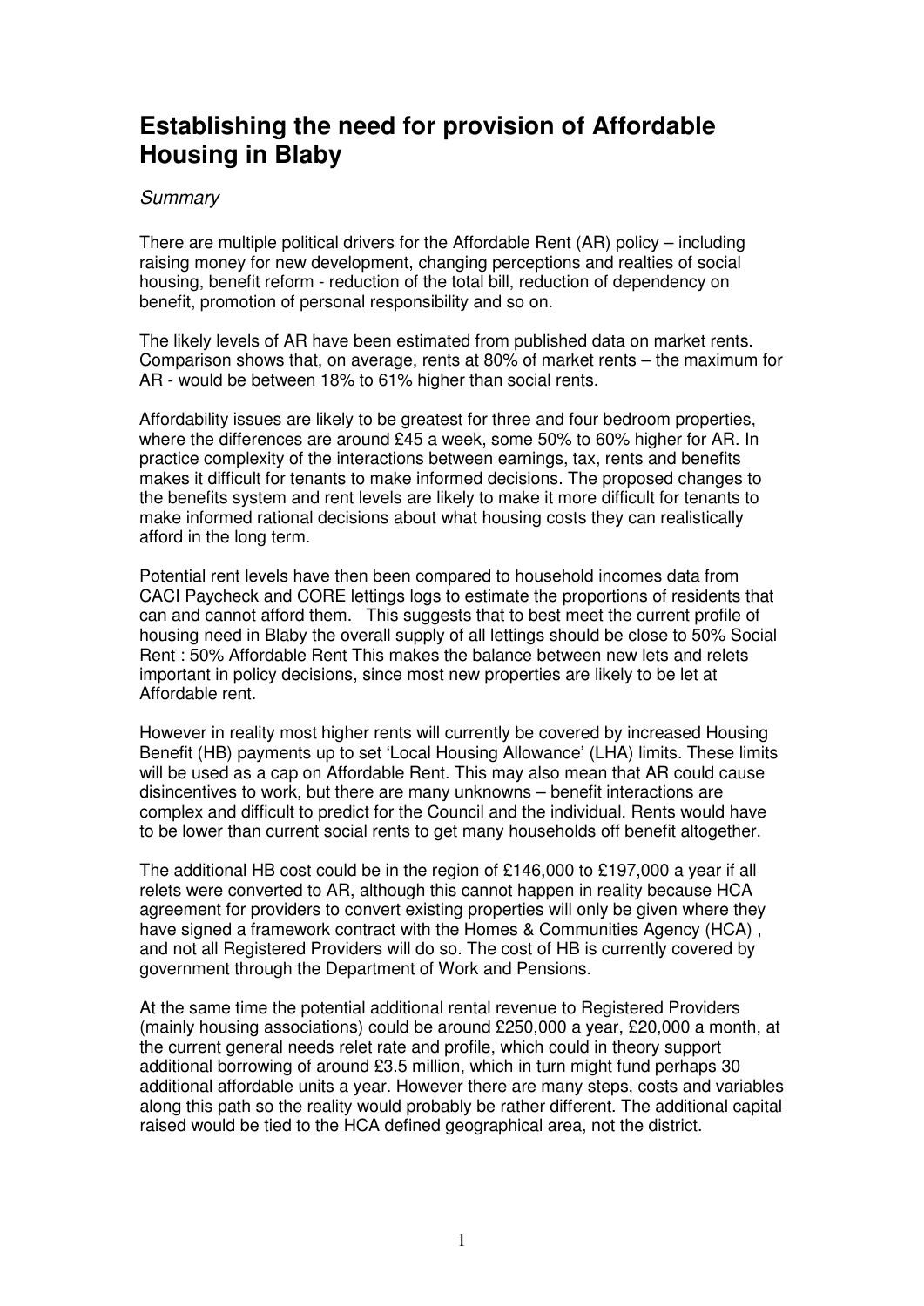# Establishing the need for provision of Affordable Housing in Blaby

*Summary*

There are multiple political drivers for the Affordable Rent (AR) policy – including raising money for new development, changing perceptions and realties of social housing, benefit reform - reduction of the total bill, reduction of dependency on benefit, promotion of personal responsibility and so on.

The likely levels of AR have been estimated from published data on market rents. Comparison shows that, on average, rents at 80% of market rents – the maximum for AR - would be between 18% to 61% higher than social rents.

Affordability issues are likely to be greatest for three and four bedroom properties, where the differences are around £45 a week, some 50% to 60% higher for AR. In practice complexity of the interactions between earnings, tax, rents and benefits makes it difficult for tenants to make informed decisions. The proposed changes to the benefits system and rent levels are likely to make it more difficult for tenants to make informed rational decisions about what housing costs they can realistically afford in the long term.

Potential rent levels have then been compared to household incomes data from CACI Paycheck and CORE lettings logs to estimate the proportions of residents that can and cannot afford them. This suggests that to best meet the current profile of housing need in Blaby the overall supply of all lettings should be close to 50% Social Rent : 50% Affordable Rent This makes the balance between new lets and relets important in policy decisions, since most new properties are likely to be let at Affordable rent.

However in reality most higher rents will currently be covered by increased Housing Benefit (HB) payments up to set 'Local Housing Allowance' (LHA) limits. These limits will be used as a cap on Affordable Rent. This may also mean that AR could cause disincentives to work, but there are many unknowns – benefit interactions are complex and difficult to predict for the Council and the individual. Rents would have to be lower than current social rents to get many households off benefit altogether.

The additional HB cost could be in the region of £146,000 to £197,000 a year if all relets were converted to AR, although this cannot happen in reality because HCA agreement for providers to convert existing properties will only be given where they have signed a framework contract with the Homes & Communities Agency (HCA) , and not all Registered Providers will do so. The cost of HB is currently covered by government through the Department of Work and Pensions.

At the same time the potential additional rental revenue to Registered Providers (mainly housing associations) could be around £250,000 a year, £20,000 a month, at the current general needs relet rate and profile, which could in theory support additional borrowing of around £3.5 million, which in turn might fund perhaps 30 additional affordable units a year. However there are many steps, costs and variables along this path so the reality would probably be rather different. The additional capital raised would be tied to the HCA defined geographical area, not the district.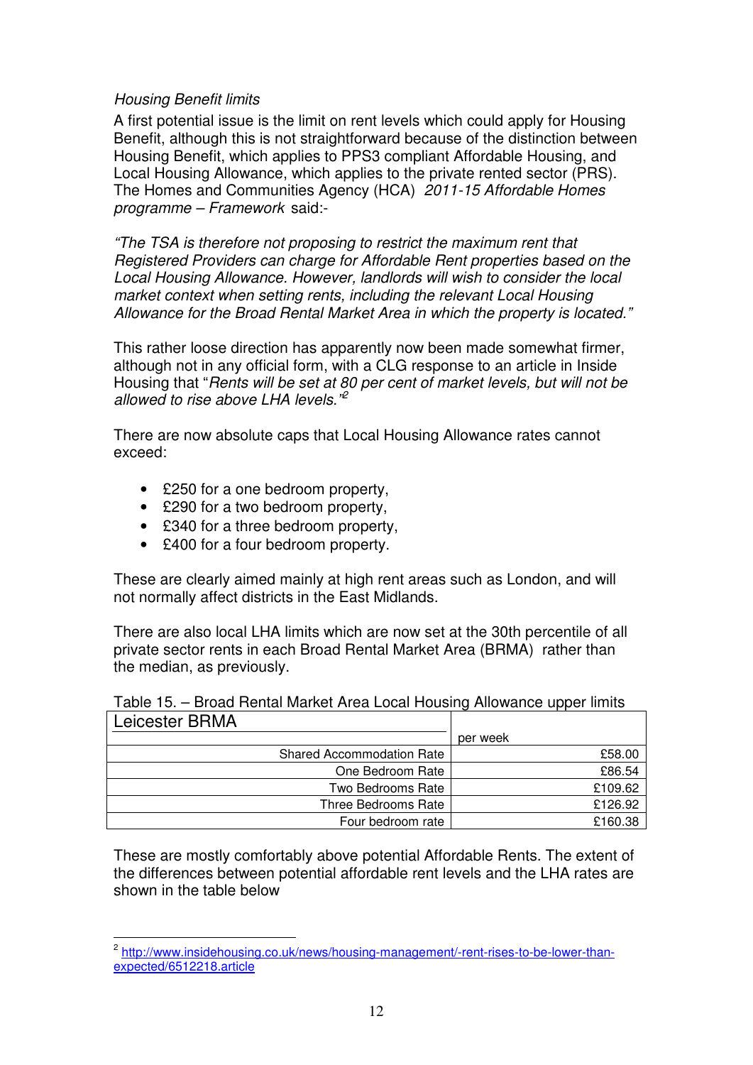*Housing Benefit limits*

A first potential issue is the limit on rent levels which could apply for Housing Benefit, although this is not straightforward because of the distinction between Housing Benefit, which applies to PPS3 compliant Affordable Housing, and Local Housing Allowance, which applies to the private rented sector (PRS). The Homes and Communities Agency (HCA) *2011-15 Affordable Homes programme – Framework* said:-

*"The TSA is therefore not proposing to restrict the maximum rent that Registered Providers can charge for Affordable Rent properties based on the Local Housing Allowance. However, landlords will wish to consider the local market context when setting rents, including the relevant Local Housing Allowance for the Broad Rental Market Area in which the property is located."*

This rather loose direction has apparently now been made somewhat firmer, although not in any official form, with a CLG response to an article in Inside Housing that "*Rents will be set at 80 per cent of market levels, but will not be allowed to rise above LHA levels."*[2]

There are now absolute caps that Local Housing Allowance rates cannot exceed:

- £250 for a one bedroom property,
- £290 for a two bedroom property,
- £340 for a three bedroom property,
- £400 for a four bedroom property.

These are clearly aimed mainly at high rent areas such as London, and will not normally affect districts in the East Midlands.

There are also local LHA limits which are now set at the 30th percentile of all private sector rents in each Broad Rental Market Area (BRMA) rather than the median, as previously.

Table 15. – Broad Rental Market Area Local Housing Allowance upper limits

| Leicester BRMA | per week |
|---|---|
| Shared Accommodation Rate | £58.00 |
| One Bedroom Rate | £86.54 |
| Two Bedrooms Rate | £109.62 |
| Three Bedrooms Rate | £126.92 |
| Four bedroom rate | £160.38 |

These are mostly comfortably above potential Affordable Rents. The extent of the differences between potential affordable rent levels and the LHA rates are shown in the table below

[2] http://www.insidehousing.co.uk/news/housing-management/-rent-rises-to-be-lower-than-expected/6512218.article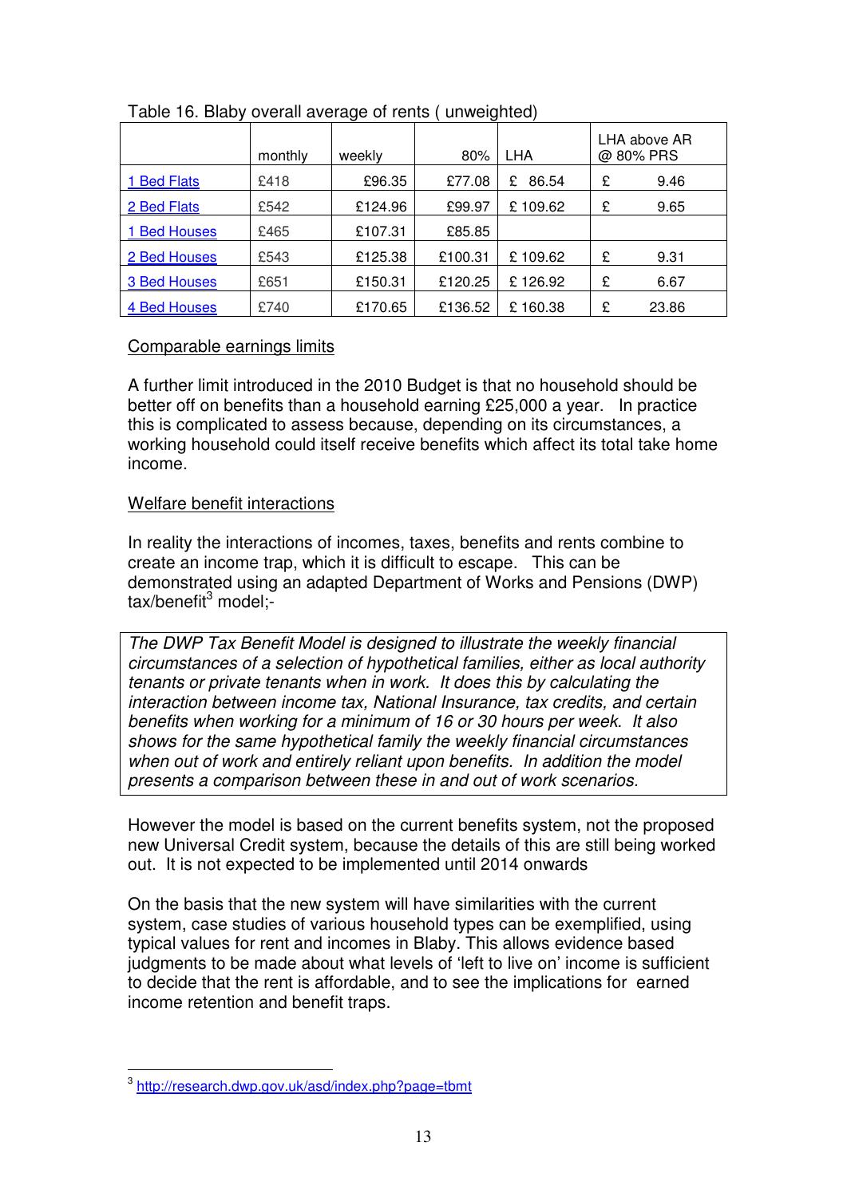Table 16. Blaby overall average of rents ( unweighted)

| | monthly | weekly | 80% | LHA | LHA above AR @ 80% PRS |
|---|---|---|---|---|---|
| 1 Bed Flats | £418 | £96.35 | £77.08 | £ 86.54 | £ 9.46 |
| 2 Bed Flats | £542 | £124.96 | £99.97 | £ 109.62 | £ 9.65 |
| 1 Bed Houses | £465 | £107.31 | £85.85 | | |
| 2 Bed Houses | £543 | £125.38 | £100.31 | £ 109.62 | £ 9.31 |
| 3 Bed Houses | £651 | £150.31 | £120.25 | £ 126.92 | £ 6.67 |
| 4 Bed Houses | £740 | £170.65 | £136.52 | £ 160.38 | £ 23.86 |

Comparable earnings limits

A further limit introduced in the 2010 Budget is that no household should be better off on benefits than a household earning £25,000 a year. In practice this is complicated to assess because, depending on its circumstances, a working household could itself receive benefits which affect its total take home income.

Welfare benefit interactions

In reality the interactions of incomes, taxes, benefits and rents combine to create an income trap, which it is difficult to escape. This can be demonstrated using an adapted Department of Works and Pensions (DWP) tax/benefit[3] model;-

*The DWP Tax Benefit Model is designed to illustrate the weekly financial circumstances of a selection of hypothetical families, either as local authority tenants or private tenants when in work. It does this by calculating the interaction between income tax, National Insurance, tax credits, and certain benefits when working for a minimum of 16 or 30 hours per week. It also shows for the same hypothetical family the weekly financial circumstances when out of work and entirely reliant upon benefits. In addition the model presents a comparison between these in and out of work scenarios.*

However the model is based on the current benefits system, not the proposed new Universal Credit system, because the details of this are still being worked out. It is not expected to be implemented until 2014 onwards

On the basis that the new system will have similarities with the current system, case studies of various household types can be exemplified, using typical values for rent and incomes in Blaby. This allows evidence based judgments to be made about what levels of 'left to live on' income is sufficient to decide that the rent is affordable, and to see the implications for earned income retention and benefit traps.

[3] http://research.dwp.gov.uk/asd/index.php?page=tbmt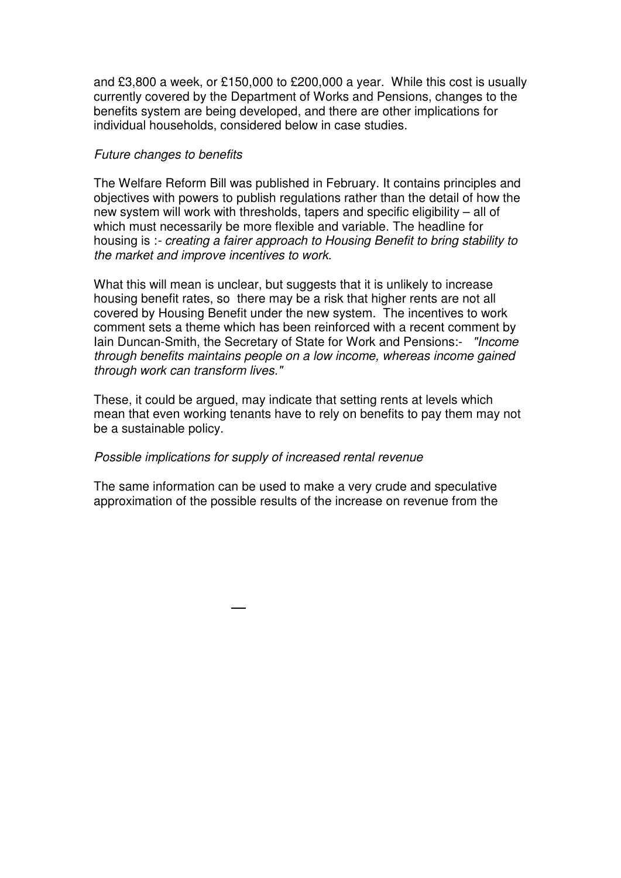and £3,800 a week, or £150,000 to £200,000 a year. While this cost is usually currently covered by the Department of Works and Pensions, changes to the benefits system are being developed, and there are other implications for individual households, considered below in case studies.

*Future changes to benefits*

The Welfare Reform Bill was published in February. It contains principles and objectives with powers to publish regulations rather than the detail of how the new system will work with thresholds, tapers and specific eligibility – all of which must necessarily be more flexible and variable. The headline for housing is :- *creating a fairer approach to Housing Benefit to bring stability to the market and improve incentives to work.*

What this will mean is unclear, but suggests that it is unlikely to increase housing benefit rates, so there may be a risk that higher rents are not all covered by Housing Benefit under the new system. The incentives to work comment sets a theme which has been reinforced with a recent comment by Iain Duncan-Smith, the Secretary of State for Work and Pensions:- *"Income through benefits maintains people on a low income, whereas income gained through work can transform lives."*

These, it could be argued, may indicate that setting rents at levels which mean that even working tenants have to rely on benefits to pay them may not be a sustainable policy.

*Possible implications for supply of increased rental revenue*

The same information can be used to make a very crude and speculative approximation of the possible results of the increase on revenue from the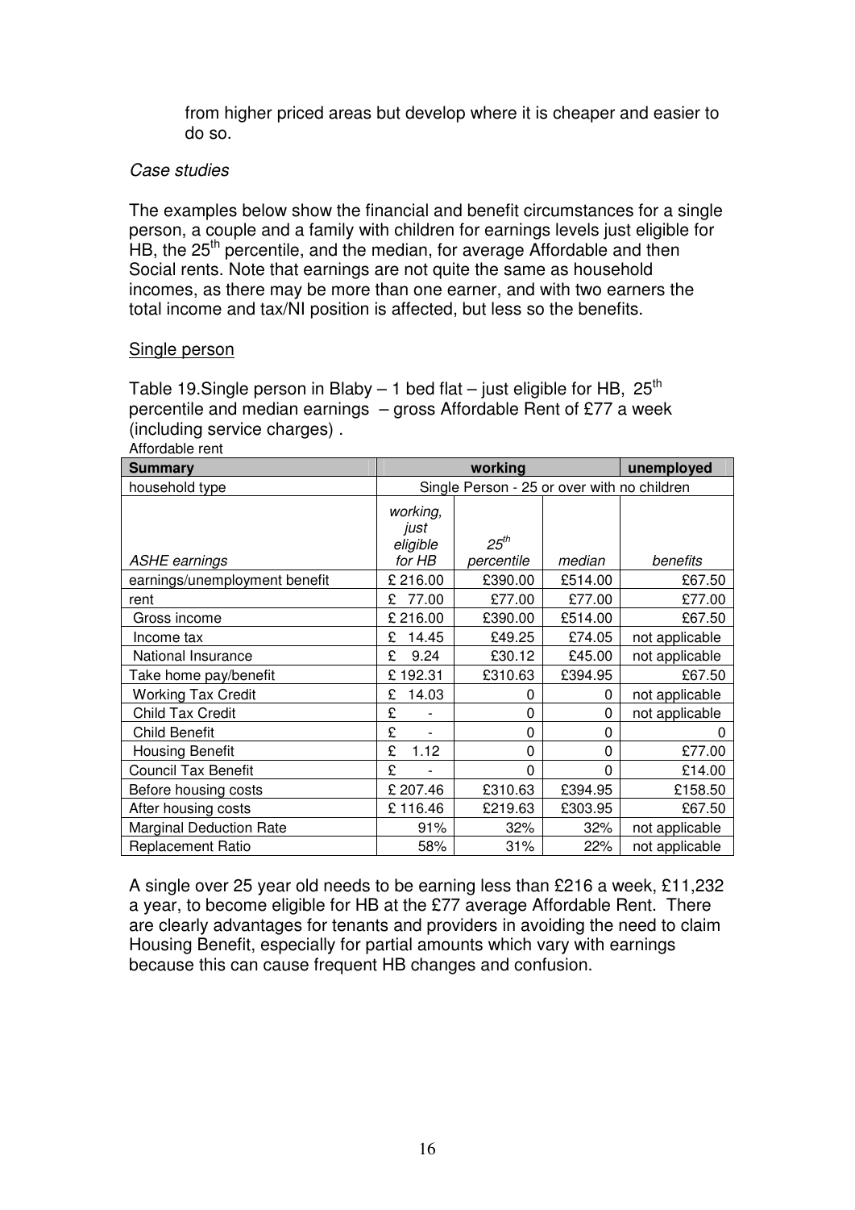from higher priced areas but develop where it is cheaper and easier to do so.

*Case studies*

The examples below show the financial and benefit circumstances for a single person, a couple and a family with children for earnings levels just eligible for HB, the 25th percentile, and the median, for average Affordable and then Social rents. Note that earnings are not quite the same as household incomes, as there may be more than one earner, and with two earners the total income and tax/NI position is affected, but less so the benefits.

Single person

Table 19.Single person in Blaby – 1 bed flat – just eligible for HB, 25th percentile and median earnings – gross Affordable Rent of £77 a week (including service charges) .

Affordable rent

| Summary | working | | | unemployed |
|---|---|---|---|---|
| household type | Single Person - 25 or over with no children | | | |
| *ASHE earnings* | *working, just eligible for HB* | *25th percentile* | *median* | *benefits* |
| earnings/unemployment benefit | £ 216.00 | £390.00 | £514.00 | £67.50 |
| rent | £ 77.00 | £77.00 | £77.00 | £77.00 |
| Gross income | £ 216.00 | £390.00 | £514.00 | £67.50 |
| Income tax | £ 14.45 | £49.25 | £74.05 | not applicable |
| National Insurance | £ 9.24 | £30.12 | £45.00 | not applicable |
| Take home pay/benefit | £ 192.31 | £310.63 | £394.95 | £67.50 |
| Working Tax Credit | £ 14.03 | 0 | 0 | not applicable |
| Child Tax Credit | £ - | 0 | 0 | not applicable |
| Child Benefit | £ - | 0 | 0 | 0 |
| Housing Benefit | £ 1.12 | 0 | 0 | £77.00 |
| Council Tax Benefit | £ - | 0 | 0 | £14.00 |
| Before housing costs | £ 207.46 | £310.63 | £394.95 | £158.50 |
| After housing costs | £ 116.46 | £219.63 | £303.95 | £67.50 |
| Marginal Deduction Rate | 91% | 32% | 32% | not applicable |
| Replacement Ratio | 58% | 31% | 22% | not applicable |

A single over 25 year old needs to be earning less than £216 a week, £11,232 a year, to become eligible for HB at the £77 average Affordable Rent. There are clearly advantages for tenants and providers in avoiding the need to claim Housing Benefit, especially for partial amounts which vary with earnings because this can cause frequent HB changes and confusion.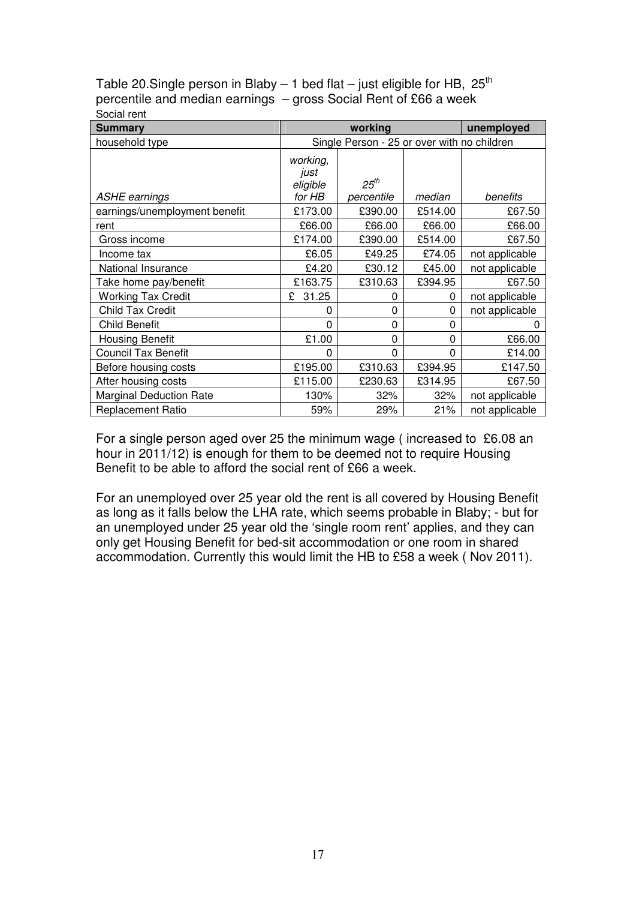Table 20.Single person in Blaby – 1 bed flat – just eligible for HB, 25th percentile and median earnings – gross Social Rent of £66 a week

Social rent

| Summary | working | | | unemployed |
|---|---|---|---|---|
| household type | Single Person - 25 or over with no children | | | |
| *ASHE earnings* | *working, just eligible for HB* | *25th percentile* | *median* | *benefits* |
| earnings/unemployment benefit | £173.00 | £390.00 | £514.00 | £67.50 |
| rent | £66.00 | £66.00 | £66.00 | £66.00 |
| Gross income | £174.00 | £390.00 | £514.00 | £67.50 |
| Income tax | £6.05 | £49.25 | £74.05 | not applicable |
| National Insurance | £4.20 | £30.12 | £45.00 | not applicable |
| Take home pay/benefit | £163.75 | £310.63 | £394.95 | £67.50 |
| Working Tax Credit | £ 31.25 | 0 | 0 | not applicable |
| Child Tax Credit | 0 | 0 | 0 | not applicable |
| Child Benefit | 0 | 0 | 0 | 0 |
| Housing Benefit | £1.00 | 0 | 0 | £66.00 |
| Council Tax Benefit | 0 | 0 | 0 | £14.00 |
| Before housing costs | £195.00 | £310.63 | £394.95 | £147.50 |
| After housing costs | £115.00 | £230.63 | £314.95 | £67.50 |
| Marginal Deduction Rate | 130% | 32% | 32% | not applicable |
| Replacement Ratio | 59% | 29% | 21% | not applicable |

For a single person aged over 25 the minimum wage ( increased to £6.08 an hour in 2011/12) is enough for them to be deemed not to require Housing Benefit to be able to afford the social rent of £66 a week.

For an unemployed over 25 year old the rent is all covered by Housing Benefit as long as it falls below the LHA rate, which seems probable in Blaby; - but for an unemployed under 25 year old the 'single room rent' applies, and they can only get Housing Benefit for bed-sit accommodation or one room in shared accommodation. Currently this would limit the HB to £58 a week ( Nov 2011).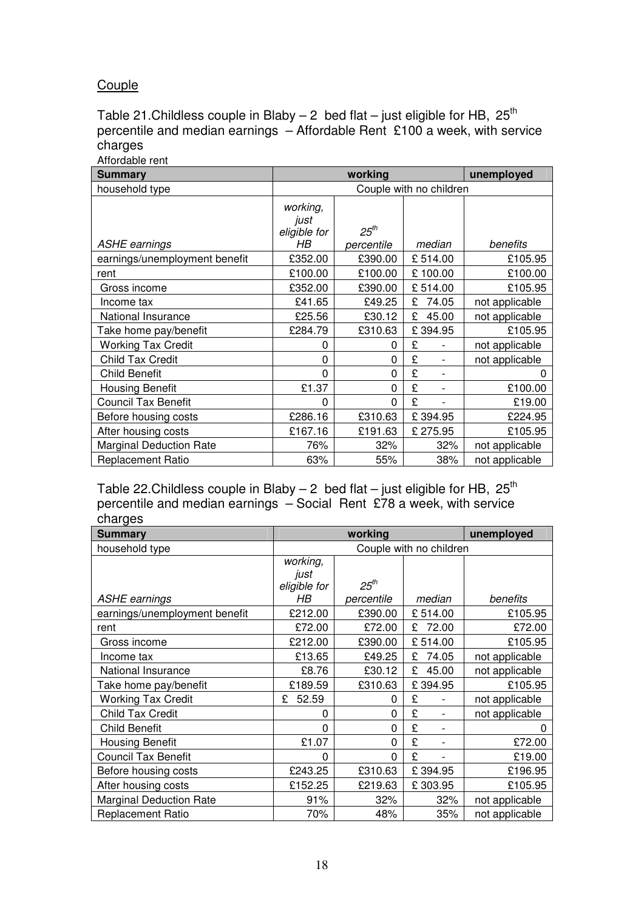## Couple

Table 21.Childless couple in Blaby – 2 bed flat – just eligible for HB, 25th percentile and median earnings – Affordable Rent £100 a week, with service charges

Affordable rent

| Summary | working | | | unemployed |
|---|---|---|---|---|
| household type | Couple with no children | | | |
| *ASHE earnings* | *working, just eligible for HB* | *25th percentile* | *median* | *benefits* |
| earnings/unemployment benefit | £352.00 | £390.00 | £ 514.00 | £105.95 |
| rent | £100.00 | £100.00 | £ 100.00 | £100.00 |
| Gross income | £352.00 | £390.00 | £ 514.00 | £105.95 |
| Income tax | £41.65 | £49.25 | £ 74.05 | not applicable |
| National Insurance | £25.56 | £30.12 | £ 45.00 | not applicable |
| Take home pay/benefit | £284.79 | £310.63 | £ 394.95 | £105.95 |
| Working Tax Credit | 0 | 0 | £ - | not applicable |
| Child Tax Credit | 0 | 0 | £ - | not applicable |
| Child Benefit | 0 | 0 | £ - | 0 |
| Housing Benefit | £1.37 | 0 | £ - | £100.00 |
| Council Tax Benefit | 0 | 0 | £ - | £19.00 |
| Before housing costs | £286.16 | £310.63 | £ 394.95 | £224.95 |
| After housing costs | £167.16 | £191.63 | £ 275.95 | £105.95 |
| Marginal Deduction Rate | 76% | 32% | 32% | not applicable |
| Replacement Ratio | 63% | 55% | 38% | not applicable |

Table 22.Childless couple in Blaby – 2 bed flat – just eligible for HB, 25th percentile and median earnings – Social Rent £78 a week, with service charges

| Summary | working | | | unemployed |
|---|---|---|---|---|
| household type | Couple with no children | | | |
| *ASHE earnings* | *working, just eligible for HB* | *25th percentile* | *median* | *benefits* |
| earnings/unemployment benefit | £212.00 | £390.00 | £ 514.00 | £105.95 |
| rent | £72.00 | £72.00 | £ 72.00 | £72.00 |
| Gross income | £212.00 | £390.00 | £ 514.00 | £105.95 |
| Income tax | £13.65 | £49.25 | £ 74.05 | not applicable |
| National Insurance | £8.76 | £30.12 | £ 45.00 | not applicable |
| Take home pay/benefit | £189.59 | £310.63 | £ 394.95 | £105.95 |
| Working Tax Credit | £ 52.59 | 0 | £ - | not applicable |
| Child Tax Credit | 0 | 0 | £ - | not applicable |
| Child Benefit | 0 | 0 | £ - | 0 |
| Housing Benefit | £1.07 | 0 | £ - | £72.00 |
| Council Tax Benefit | 0 | 0 | £ - | £19.00 |
| Before housing costs | £243.25 | £310.63 | £ 394.95 | £196.95 |
| After housing costs | £152.25 | £219.63 | £ 303.95 | £105.95 |
| Marginal Deduction Rate | 91% | 32% | 32% | not applicable |
| Replacement Ratio | 70% | 48% | 35% | not applicable |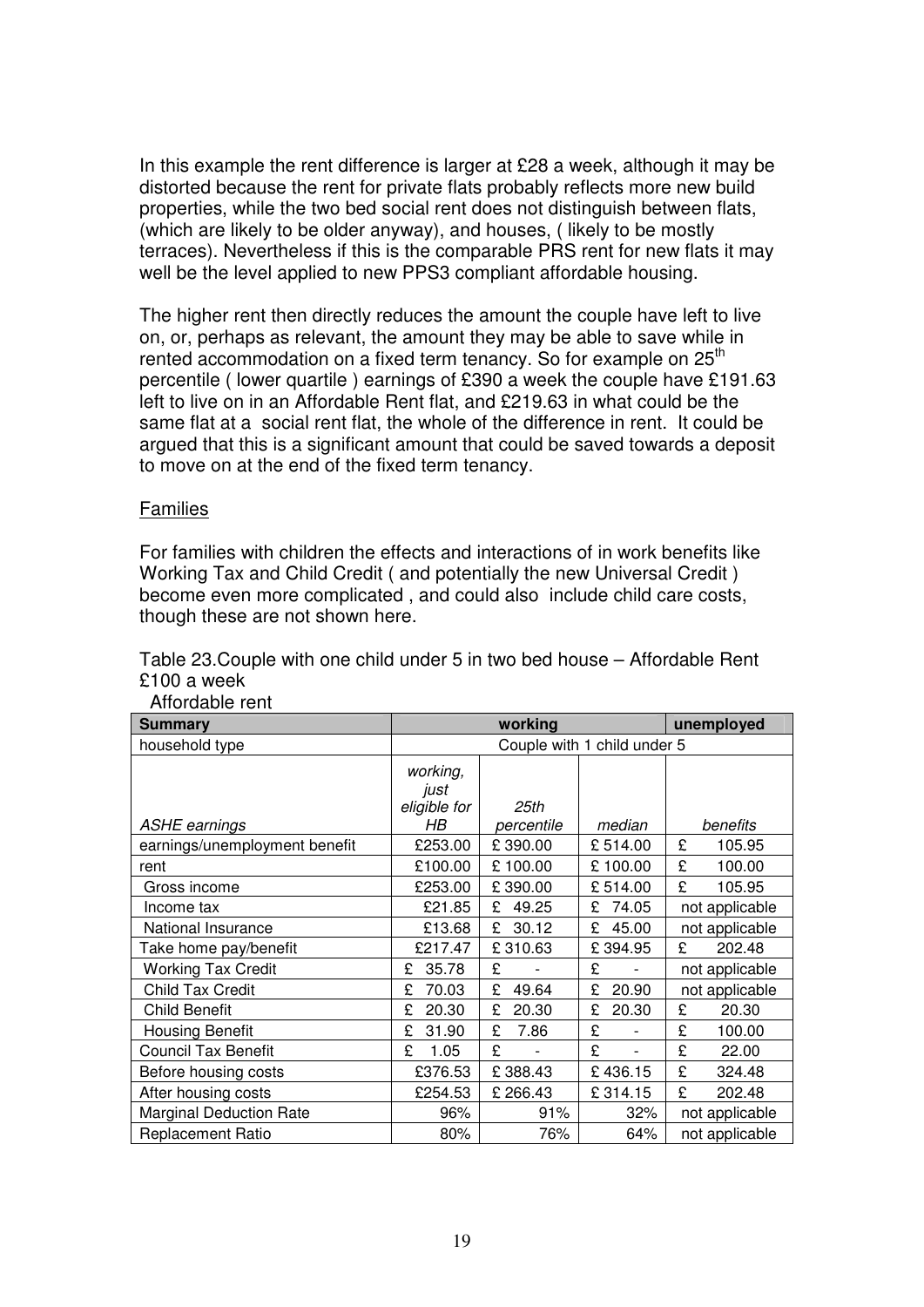In this example the rent difference is larger at £28 a week, although it may be distorted because the rent for private flats probably reflects more new build properties, while the two bed social rent does not distinguish between flats, (which are likely to be older anyway), and houses, ( likely to be mostly terraces). Nevertheless if this is the comparable PRS rent for new flats it may well be the level applied to new PPS3 compliant affordable housing.

The higher rent then directly reduces the amount the couple have left to live on, or, perhaps as relevant, the amount they may be able to save while in rented accommodation on a fixed term tenancy. So for example on 25th percentile ( lower quartile ) earnings of £390 a week the couple have £191.63 left to live on in an Affordable Rent flat, and £219.63 in what could be the same flat at a social rent flat, the whole of the difference in rent. It could be argued that this is a significant amount that could be saved towards a deposit to move on at the end of the fixed term tenancy.

Families

For families with children the effects and interactions of in work benefits like Working Tax and Child Credit ( and potentially the new Universal Credit ) become even more complicated , and could also include child care costs, though these are not shown here.

Table 23.Couple with one child under 5 in two bed house – Affordable Rent £100 a week

Affordable rent

| **Summary** | **working** | | | **unemployed** |
|---|---|---|---|---|
| household type | Couple with 1 child under 5 | | | |
| *ASHE earnings* | *working, just eligible for HB* | *25th percentile* | *median* | *benefits* |
| earnings/unemployment benefit | £253.00 | £ 390.00 | £ 514.00 | £ 105.95 |
| rent | £100.00 | £ 100.00 | £ 100.00 | £ 100.00 |
| Gross income | £253.00 | £ 390.00 | £ 514.00 | £ 105.95 |
| Income tax | £21.85 | £ 49.25 | £ 74.05 | not applicable |
| National Insurance | £13.68 | £ 30.12 | £ 45.00 | not applicable |
| Take home pay/benefit | £217.47 | £ 310.63 | £ 394.95 | £ 202.48 |
| Working Tax Credit | £ 35.78 | £ - | £ - | not applicable |
| Child Tax Credit | £ 70.03 | £ 49.64 | £ 20.90 | not applicable |
| Child Benefit | £ 20.30 | £ 20.30 | £ 20.30 | £ 20.30 |
| Housing Benefit | £ 31.90 | £ 7.86 | £ - | £ 100.00 |
| Council Tax Benefit | £ 1.05 | £ - | £ - | £ 22.00 |
| Before housing costs | £376.53 | £ 388.43 | £ 436.15 | £ 324.48 |
| After housing costs | £254.53 | £ 266.43 | £ 314.15 | £ 202.48 |
| Marginal Deduction Rate | 96% | 91% | 32% | not applicable |
| Replacement Ratio | 80% | 76% | 64% | not applicable |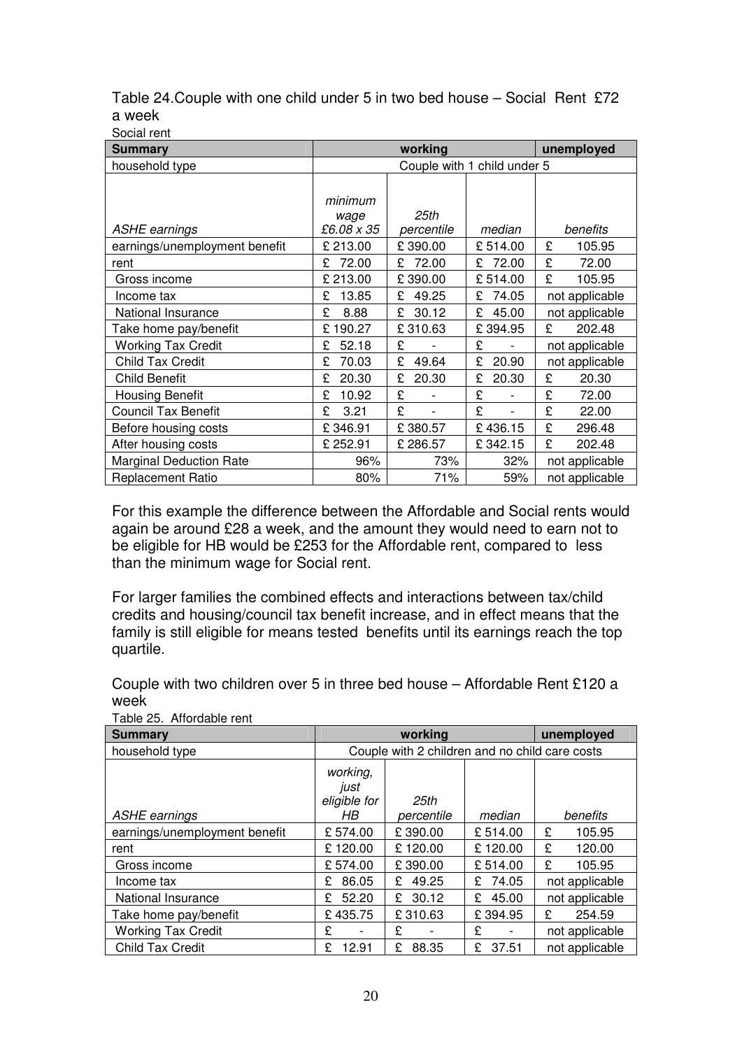Table 24.Couple with one child under 5 in two bed house – Social Rent £72 a week

Social rent

| Summary | working | | | unemployed |
|---|---|---|---|---|
| household type | Couple with 1 child under 5 | | | |
| *ASHE earnings* | *minimum wage £6.08 x 35* | *25th percentile* | *median* | *benefits* |
| earnings/unemployment benefit | £ 213.00 | £ 390.00 | £ 514.00 | £ 105.95 |
| rent | £ 72.00 | £ 72.00 | £ 72.00 | £ 72.00 |
| Gross income | £ 213.00 | £ 390.00 | £ 514.00 | £ 105.95 |
| Income tax | £ 13.85 | £ 49.25 | £ 74.05 | not applicable |
| National Insurance | £ 8.88 | £ 30.12 | £ 45.00 | not applicable |
| Take home pay/benefit | £ 190.27 | £ 310.63 | £ 394.95 | £ 202.48 |
| Working Tax Credit | £ 52.18 | £ - | £ - | not applicable |
| Child Tax Credit | £ 70.03 | £ 49.64 | £ 20.90 | not applicable |
| Child Benefit | £ 20.30 | £ 20.30 | £ 20.30 | £ 20.30 |
| Housing Benefit | £ 10.92 | £ - | £ - | £ 72.00 |
| Council Tax Benefit | £ 3.21 | £ - | £ - | £ 22.00 |
| Before housing costs | £ 346.91 | £ 380.57 | £ 436.15 | £ 296.48 |
| After housing costs | £ 252.91 | £ 286.57 | £ 342.15 | £ 202.48 |
| Marginal Deduction Rate | 96% | 73% | 32% | not applicable |
| Replacement Ratio | 80% | 71% | 59% | not applicable |

For this example the difference between the Affordable and Social rents would again be around £28 a week, and the amount they would need to earn not to be eligible for HB would be £253 for the Affordable rent, compared to less than the minimum wage for Social rent.

For larger families the combined effects and interactions between tax/child credits and housing/council tax benefit increase, and in effect means that the family is still eligible for means tested benefits until its earnings reach the top quartile.

Couple with two children over 5 in three bed house – Affordable Rent £120 a week

Table 25. Affordable rent

| Summary | working | | | unemployed |
|---|---|---|---|---|
| household type | Couple with 2 children and no child care costs | | | |
| *ASHE earnings* | *working, just eligible for HB* | *25th percentile* | *median* | *benefits* |
| earnings/unemployment benefit | £ 574.00 | £ 390.00 | £ 514.00 | £ 105.95 |
| rent | £ 120.00 | £ 120.00 | £ 120.00 | £ 120.00 |
| Gross income | £ 574.00 | £ 390.00 | £ 514.00 | £ 105.95 |
| Income tax | £ 86.05 | £ 49.25 | £ 74.05 | not applicable |
| National Insurance | £ 52.20 | £ 30.12 | £ 45.00 | not applicable |
| Take home pay/benefit | £ 435.75 | £ 310.63 | £ 394.95 | £ 254.59 |
| Working Tax Credit | £ - | £ - | £ - | not applicable |
| Child Tax Credit | £ 12.91 | £ 88.35 | £ 37.51 | not applicable |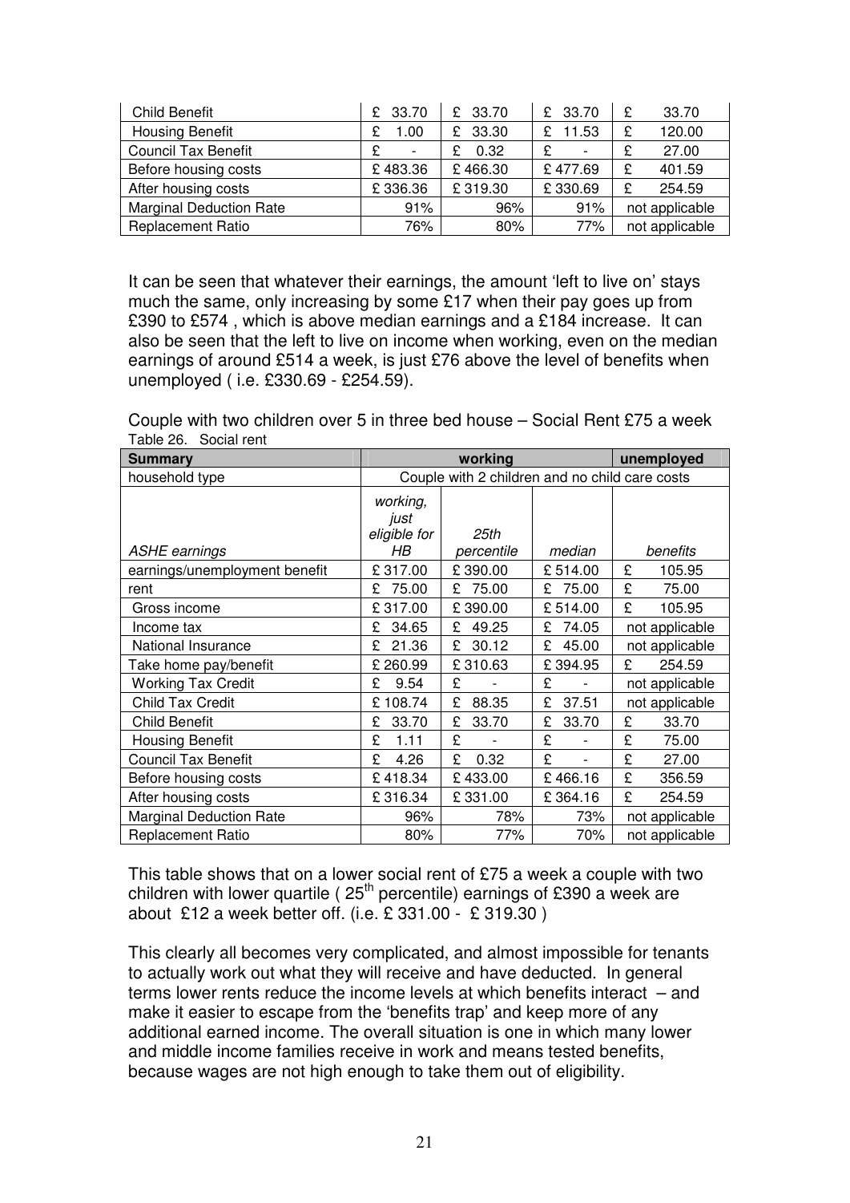| Child Benefit | £ 33.70 | £ 33.70 | £ 33.70 | £ 33.70 |
|---|---|---|---|---|
| Housing Benefit | £ 1.00 | £ 33.30 | £ 11.53 | £ 120.00 |
| Council Tax Benefit | £ - | £ 0.32 | £ - | £ 27.00 |
| Before housing costs | £ 483.36 | £ 466.30 | £ 477.69 | £ 401.59 |
| After housing costs | £ 336.36 | £ 319.30 | £ 330.69 | £ 254.59 |
| Marginal Deduction Rate | 91% | 96% | 91% | not applicable |
| Replacement Ratio | 76% | 80% | 77% | not applicable |

It can be seen that whatever their earnings, the amount 'left to live on' stays much the same, only increasing by some £17 when their pay goes up from £390 to £574 , which is above median earnings and a £184 increase. It can also be seen that the left to live on income when working, even on the median earnings of around £514 a week, is just £76 above the level of benefits when unemployed ( i.e. £330.69 - £254.59).

Couple with two children over 5 in three bed house – Social Rent £75 a week

Table 26. Social rent

| Summary | working | | | unemployed |
|---|---|---|---|---|
| household type | Couple with 2 children and no child care costs | | | |
| *ASHE earnings* | *working, just eligible for HB* | *25th percentile* | *median* | *benefits* |
| earnings/unemployment benefit | £ 317.00 | £ 390.00 | £ 514.00 | £ 105.95 |
| rent | £ 75.00 | £ 75.00 | £ 75.00 | £ 75.00 |
| Gross income | £ 317.00 | £ 390.00 | £ 514.00 | £ 105.95 |
| Income tax | £ 34.65 | £ 49.25 | £ 74.05 | not applicable |
| National Insurance | £ 21.36 | £ 30.12 | £ 45.00 | not applicable |
| Take home pay/benefit | £ 260.99 | £ 310.63 | £ 394.95 | £ 254.59 |
| Working Tax Credit | £ 9.54 | £ - | £ - | not applicable |
| Child Tax Credit | £ 108.74 | £ 88.35 | £ 37.51 | not applicable |
| Child Benefit | £ 33.70 | £ 33.70 | £ 33.70 | £ 33.70 |
| Housing Benefit | £ 1.11 | £ - | £ - | £ 75.00 |
| Council Tax Benefit | £ 4.26 | £ 0.32 | £ - | £ 27.00 |
| Before housing costs | £ 418.34 | £ 433.00 | £ 466.16 | £ 356.59 |
| After housing costs | £ 316.34 | £ 331.00 | £ 364.16 | £ 254.59 |
| Marginal Deduction Rate | 96% | 78% | 73% | not applicable |
| Replacement Ratio | 80% | 77% | 70% | not applicable |

This table shows that on a lower social rent of £75 a week a couple with two children with lower quartile ( 25th percentile) earnings of £390 a week are about £12 a week better off. (i.e. £ 331.00 - £ 319.30 )

This clearly all becomes very complicated, and almost impossible for tenants to actually work out what they will receive and have deducted. In general terms lower rents reduce the income levels at which benefits interact – and make it easier to escape from the 'benefits trap' and keep more of any additional earned income. The overall situation is one in which many lower and middle income families receive in work and means tested benefits, because wages are not high enough to take them out of eligibility.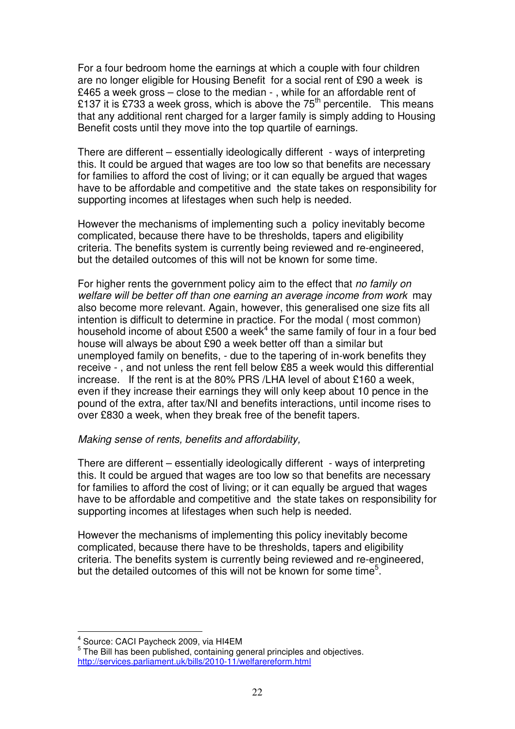For a four bedroom home the earnings at which a couple with four children are no longer eligible for Housing Benefit for a social rent of £90 a week is £465 a week gross – close to the median - , while for an affordable rent of £137 it is £733 a week gross, which is above the 75th percentile. This means that any additional rent charged for a larger family is simply adding to Housing Benefit costs until they move into the top quartile of earnings.

There are different – essentially ideologically different - ways of interpreting this. It could be argued that wages are too low so that benefits are necessary for families to afford the cost of living; or it can equally be argued that wages have to be affordable and competitive and the state takes on responsibility for supporting incomes at lifestages when such help is needed.

However the mechanisms of implementing such a policy inevitably become complicated, because there have to be thresholds, tapers and eligibility criteria. The benefits system is currently being reviewed and re-engineered, but the detailed outcomes of this will not be known for some time.

For higher rents the government policy aim to the effect that *no family on welfare will be better off than one earning an average income from work* may also become more relevant. Again, however, this generalised one size fits all intention is difficult to determine in practice. For the modal ( most common) household income of about £500 a week[4] the same family of four in a four bed house will always be about £90 a week better off than a similar but unemployed family on benefits, - due to the tapering of in-work benefits they receive - , and not unless the rent fell below £85 a week would this differential increase. If the rent is at the 80% PRS /LHA level of about £160 a week, even if they increase their earnings they will only keep about 10 pence in the pound of the extra, after tax/NI and benefits interactions, until income rises to over £830 a week, when they break free of the benefit tapers.

*Making sense of rents, benefits and affordability,*

There are different – essentially ideologically different - ways of interpreting this. It could be argued that wages are too low so that benefits are necessary for families to afford the cost of living; or it can equally be argued that wages have to be affordable and competitive and the state takes on responsibility for supporting incomes at lifestages when such help is needed.

However the mechanisms of implementing this policy inevitably become complicated, because there have to be thresholds, tapers and eligibility criteria. The benefits system is currently being reviewed and re-engineered, but the detailed outcomes of this will not be known for some time[5].

---

[4] Source: CACI Paycheck 2009, via HI4EM

[5] The Bill has been published, containing general principles and objectives. http://services.parliament.uk/bills/2010-11/welfarereform.html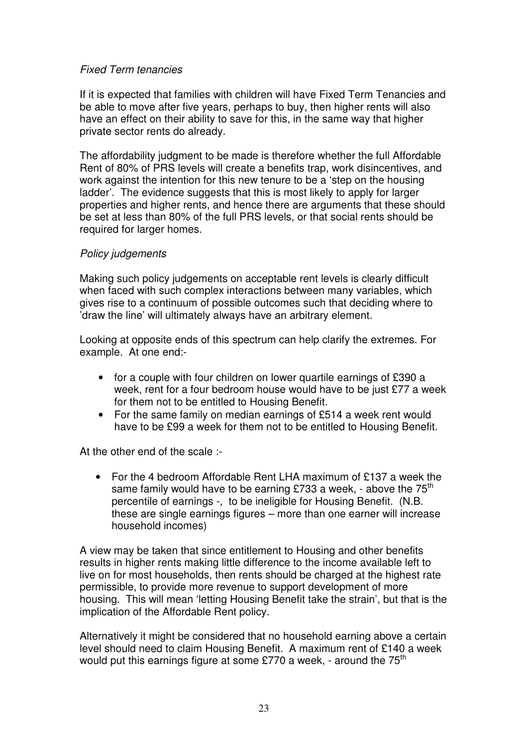*Fixed Term tenancies*

If it is expected that families with children will have Fixed Term Tenancies and be able to move after five years, perhaps to buy, then higher rents will also have an effect on their ability to save for this, in the same way that higher private sector rents do already.

The affordability judgment to be made is therefore whether the full Affordable Rent of 80% of PRS levels will create a benefits trap, work disincentives, and work against the intention for this new tenure to be a 'step on the housing ladder'. The evidence suggests that this is most likely to apply for larger properties and higher rents, and hence there are arguments that these should be set at less than 80% of the full PRS levels, or that social rents should be required for larger homes.

*Policy judgements*

Making such policy judgements on acceptable rent levels is clearly difficult when faced with such complex interactions between many variables, which gives rise to a continuum of possible outcomes such that deciding where to 'draw the line' will ultimately always have an arbitrary element.

Looking at opposite ends of this spectrum can help clarify the extremes. For example. At one end:-

- for a couple with four children on lower quartile earnings of £390 a week, rent for a four bedroom house would have to be just £77 a week for them not to be entitled to Housing Benefit.
- For the same family on median earnings of £514 a week rent would have to be £99 a week for them not to be entitled to Housing Benefit.

At the other end of the scale :-

- For the 4 bedroom Affordable Rent LHA maximum of £137 a week the same family would have to be earning £733 a week, - above the 75th percentile of earnings -, to be ineligible for Housing Benefit. (N.B. these are single earnings figures – more than one earner will increase household incomes)

A view may be taken that since entitlement to Housing and other benefits results in higher rents making little difference to the income available left to live on for most households, then rents should be charged at the highest rate permissible, to provide more revenue to support development of more housing. This will mean 'letting Housing Benefit take the strain', but that is the implication of the Affordable Rent policy.

Alternatively it might be considered that no household earning above a certain level should need to claim Housing Benefit. A maximum rent of £140 a week would put this earnings figure at some £770 a week, - around the 75th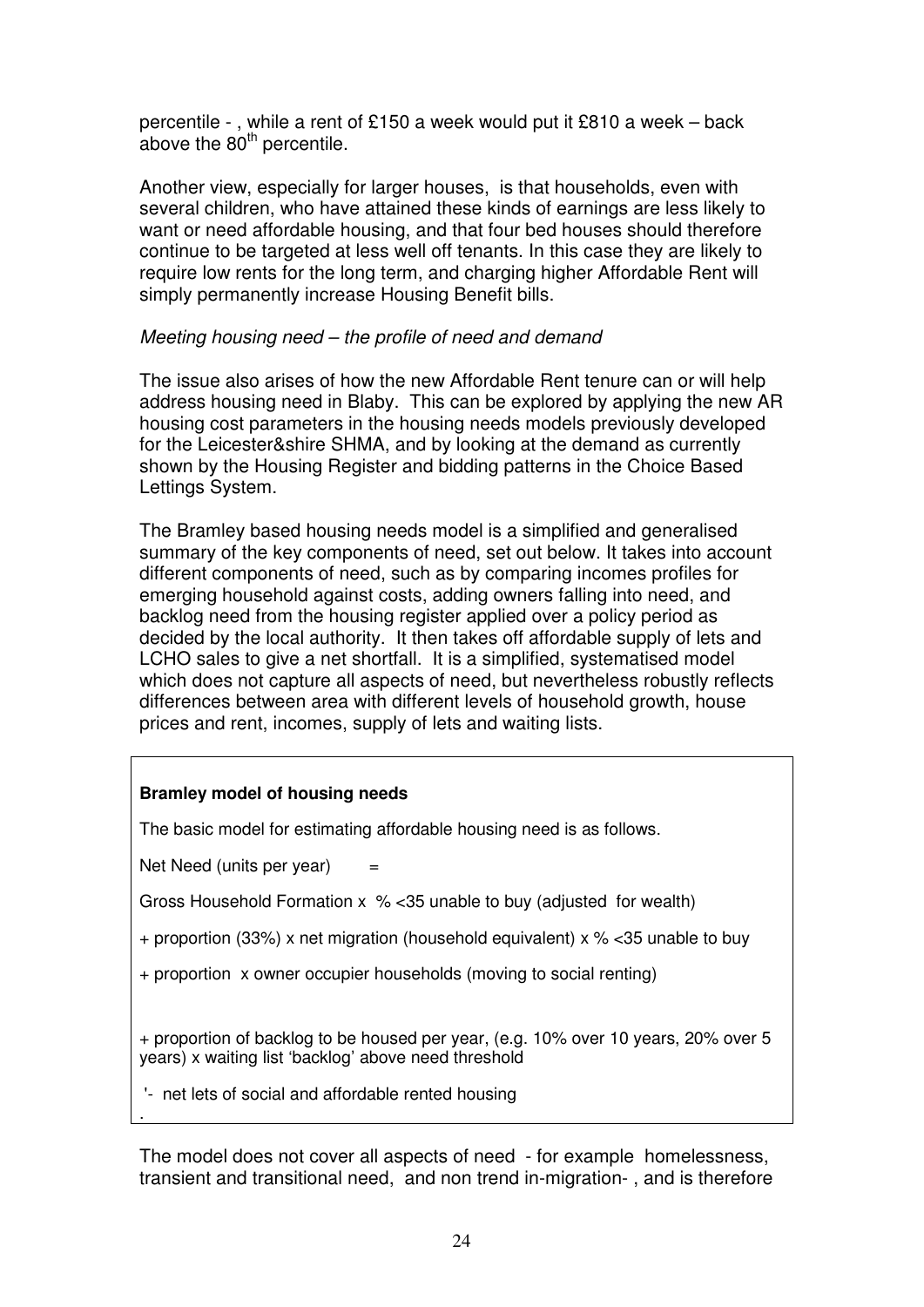percentile - , while a rent of £150 a week would put it £810 a week – back above the 80th percentile.

Another view, especially for larger houses, is that households, even with several children, who have attained these kinds of earnings are less likely to want or need affordable housing, and that four bed houses should therefore continue to be targeted at less well off tenants. In this case they are likely to require low rents for the long term, and charging higher Affordable Rent will simply permanently increase Housing Benefit bills.

*Meeting housing need – the profile of need and demand*

The issue also arises of how the new Affordable Rent tenure can or will help address housing need in Blaby. This can be explored by applying the new AR housing cost parameters in the housing needs models previously developed for the Leicester&shire SHMA, and by looking at the demand as currently shown by the Housing Register and bidding patterns in the Choice Based Lettings System.

The Bramley based housing needs model is a simplified and generalised summary of the key components of need, set out below. It takes into account different components of need, such as by comparing incomes profiles for emerging household against costs, adding owners falling into need, and backlog need from the housing register applied over a policy period as decided by the local authority. It then takes off affordable supply of lets and LCHO sales to give a net shortfall. It is a simplified, systematised model which does not capture all aspects of need, but nevertheless robustly reflects differences between area with different levels of household growth, house prices and rent, incomes, supply of lets and waiting lists.

**Bramley model of housing needs**

The basic model for estimating affordable housing need is as follows.

Net Need (units per year) =

Gross Household Formation x % <35 unable to buy (adjusted for wealth)

+ proportion (33%) x net migration (household equivalent) x % <35 unable to buy

+ proportion x owner occupier households (moving to social renting)

+ proportion of backlog to be housed per year, (e.g. 10% over 10 years, 20% over 5 years) x waiting list 'backlog' above need threshold

'- net lets of social and affordable rented housing

.

The model does not cover all aspects of need - for example homelessness, transient and transitional need, and non trend in-migration- , and is therefore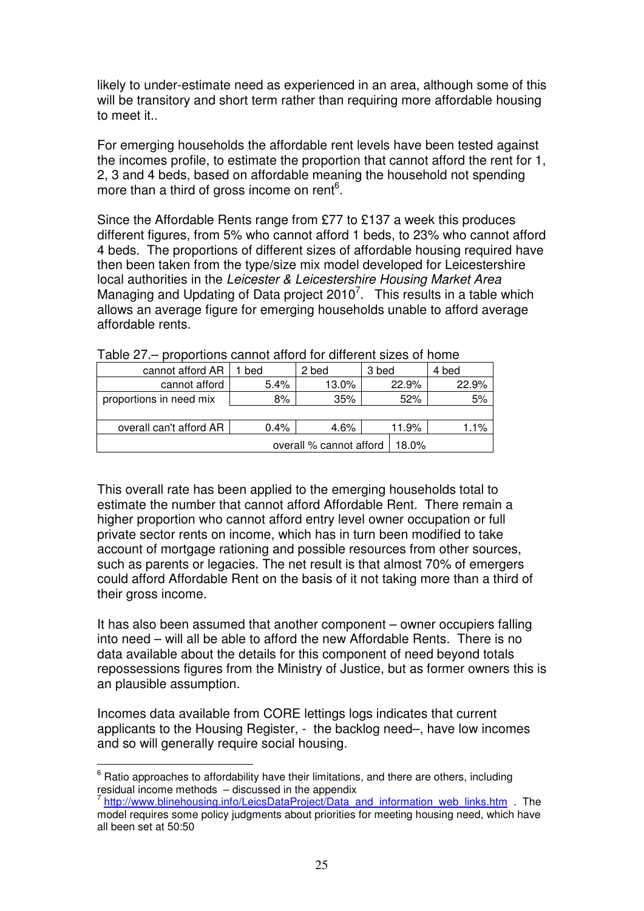likely to under-estimate need as experienced in an area, although some of this will be transitory and short term rather than requiring more affordable housing to meet it..

For emerging households the affordable rent levels have been tested against the incomes profile, to estimate the proportion that cannot afford the rent for 1, 2, 3 and 4 beds, based on affordable meaning the household not spending more than a third of gross income on rent[6].

Since the Affordable Rents range from £77 to £137 a week this produces different figures, from 5% who cannot afford 1 beds, to 23% who cannot afford 4 beds. The proportions of different sizes of affordable housing required have then been taken from the type/size mix model developed for Leicestershire local authorities in the *Leicester & Leicestershire Housing Market Area* Managing and Updating of Data project 2010[7]. This results in a table which allows an average figure for emerging households unable to afford average affordable rents.

Table 27.– proportions cannot afford for different sizes of home

| cannot afford AR | 1 bed | 2 bed | 3 bed | 4 bed |
|---|---|---|---|---|
| cannot afford | 5.4% | 13.0% | 22.9% | 22.9% |
| proportions in need mix | 8% | 35% | 52% | 5% |
| | | | | |
| overall can't afford AR | 0.4% | 4.6% | 11.9% | 1.1% |
| | | overall % cannot afford | 18.0% | |

This overall rate has been applied to the emerging households total to estimate the number that cannot afford Affordable Rent. There remain a higher proportion who cannot afford entry level owner occupation or full private sector rents on income, which has in turn been modified to take account of mortgage rationing and possible resources from other sources, such as parents or legacies. The net result is that almost 70% of emergers could afford Affordable Rent on the basis of it not taking more than a third of their gross income.

It has also been assumed that another component – owner occupiers falling into need – will all be able to afford the new Affordable Rents. There is no data available about the details for this component of need beyond totals repossessions figures from the Ministry of Justice, but as former owners this is an plausible assumption.

Incomes data available from CORE lettings logs indicates that current applicants to the Housing Register, - the backlog need–, have low incomes and so will generally require social housing.

---

[6] Ratio approaches to affordability have their limitations, and there are others, including residual income methods – discussed in the appendix

[7] http://www.blinehousing.info/LeicsDataProject/Data_and_information_web_links.htm . The model requires some policy judgments about priorities for meeting housing need, which have all been set at 50:50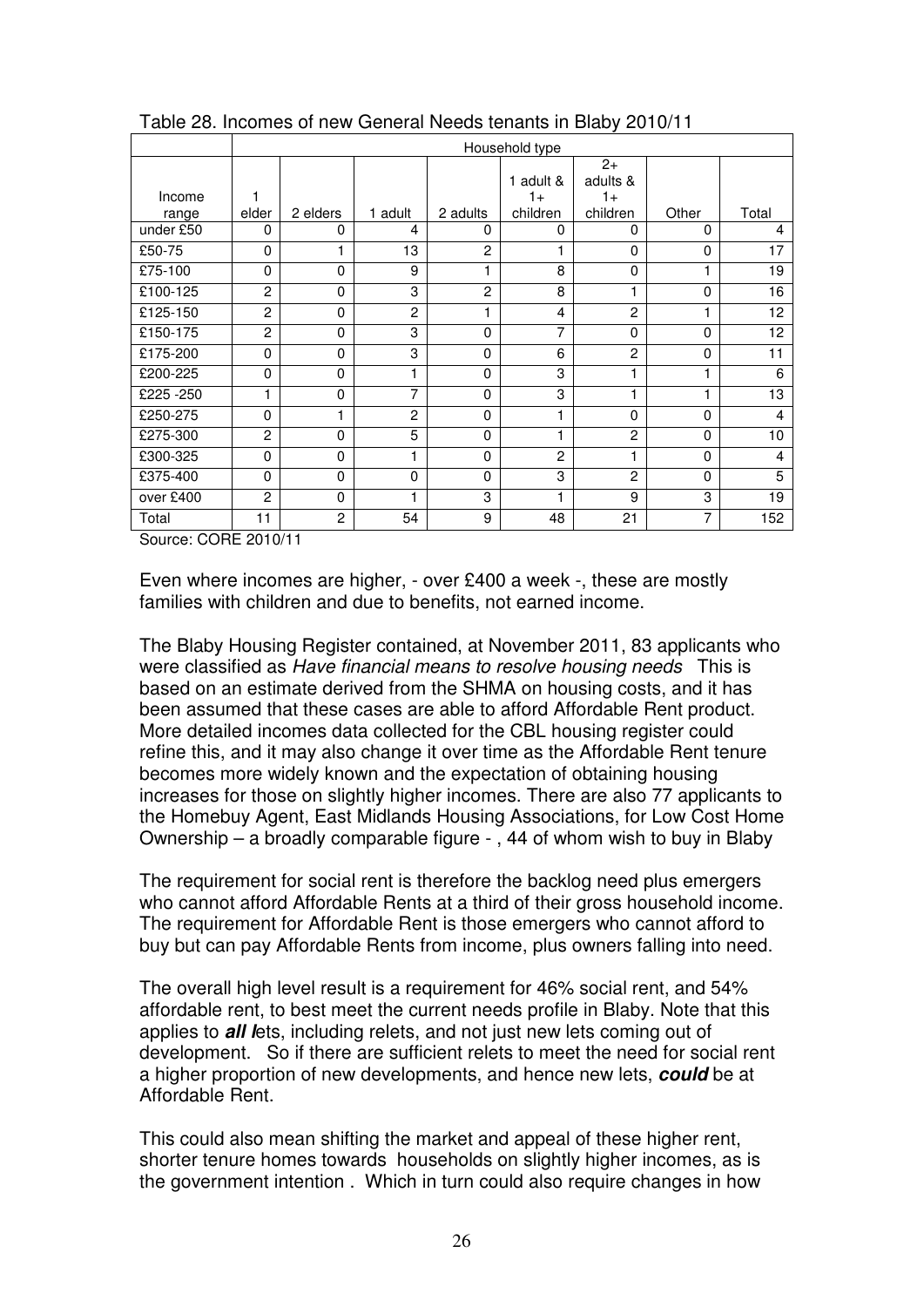Table 28. Incomes of new General Needs tenants in Blaby 2010/11

| | Household type | | | | | | | |
|---|---|---|---|---|---|---|---|---|
| Income range | 1 elder | 2 elders | 1 adult | 2 adults | 1 adult & 1+ children | 2+ adults & 1+ children | Other | Total |
| under £50 | 0 | 0 | 4 | 0 | 0 | 0 | 0 | 4 |
| £50-75 | 0 | 1 | 13 | 2 | 1 | 0 | 0 | 17 |
| £75-100 | 0 | 0 | 9 | 1 | 8 | 0 | 1 | 19 |
| £100-125 | 2 | 0 | 3 | 2 | 8 | 1 | 0 | 16 |
| £125-150 | 2 | 0 | 2 | 1 | 4 | 2 | 1 | 12 |
| £150-175 | 2 | 0 | 3 | 0 | 7 | 0 | 0 | 12 |
| £175-200 | 0 | 0 | 3 | 0 | 6 | 2 | 0 | 11 |
| £200-225 | 0 | 0 | 1 | 0 | 3 | 1 | 1 | 6 |
| £225 -250 | 1 | 0 | 7 | 0 | 3 | 1 | 1 | 13 |
| £250-275 | 0 | 1 | 2 | 0 | 1 | 0 | 0 | 4 |
| £275-300 | 2 | 0 | 5 | 0 | 1 | 2 | 0 | 10 |
| £300-325 | 0 | 0 | 1 | 0 | 2 | 1 | 0 | 4 |
| £375-400 | 0 | 0 | 0 | 0 | 3 | 2 | 0 | 5 |
| over £400 | 2 | 0 | 1 | 3 | 1 | 9 | 3 | 19 |
| Total | 11 | 2 | 54 | 9 | 48 | 21 | 7 | 152 |

Source: CORE 2010/11

Even where incomes are higher, - over £400 a week -, these are mostly families with children and due to benefits, not earned income.

The Blaby Housing Register contained, at November 2011, 83 applicants who were classified as *Have financial means to resolve housing needs* This is based on an estimate derived from the SHMA on housing costs, and it has been assumed that these cases are able to afford Affordable Rent product. More detailed incomes data collected for the CBL housing register could refine this, and it may also change it over time as the Affordable Rent tenure becomes more widely known and the expectation of obtaining housing increases for those on slightly higher incomes. There are also 77 applicants to the Homebuy Agent, East Midlands Housing Associations, for Low Cost Home Ownership – a broadly comparable figure - , 44 of whom wish to buy in Blaby

The requirement for social rent is therefore the backlog need plus emergers who cannot afford Affordable Rents at a third of their gross household income. The requirement for Affordable Rent is those emergers who cannot afford to buy but can pay Affordable Rents from income, plus owners falling into need.

The overall high level result is a requirement for 46% social rent, and 54% affordable rent, to best meet the current needs profile in Blaby. Note that this applies to ***all l***ets, including relets, and not just new lets coming out of development. So if there are sufficient relets to meet the need for social rent a higher proportion of new developments, and hence new lets, ***could*** be at Affordable Rent.

This could also mean shifting the market and appeal of these higher rent, shorter tenure homes towards households on slightly higher incomes, as is the government intention . Which in turn could also require changes in how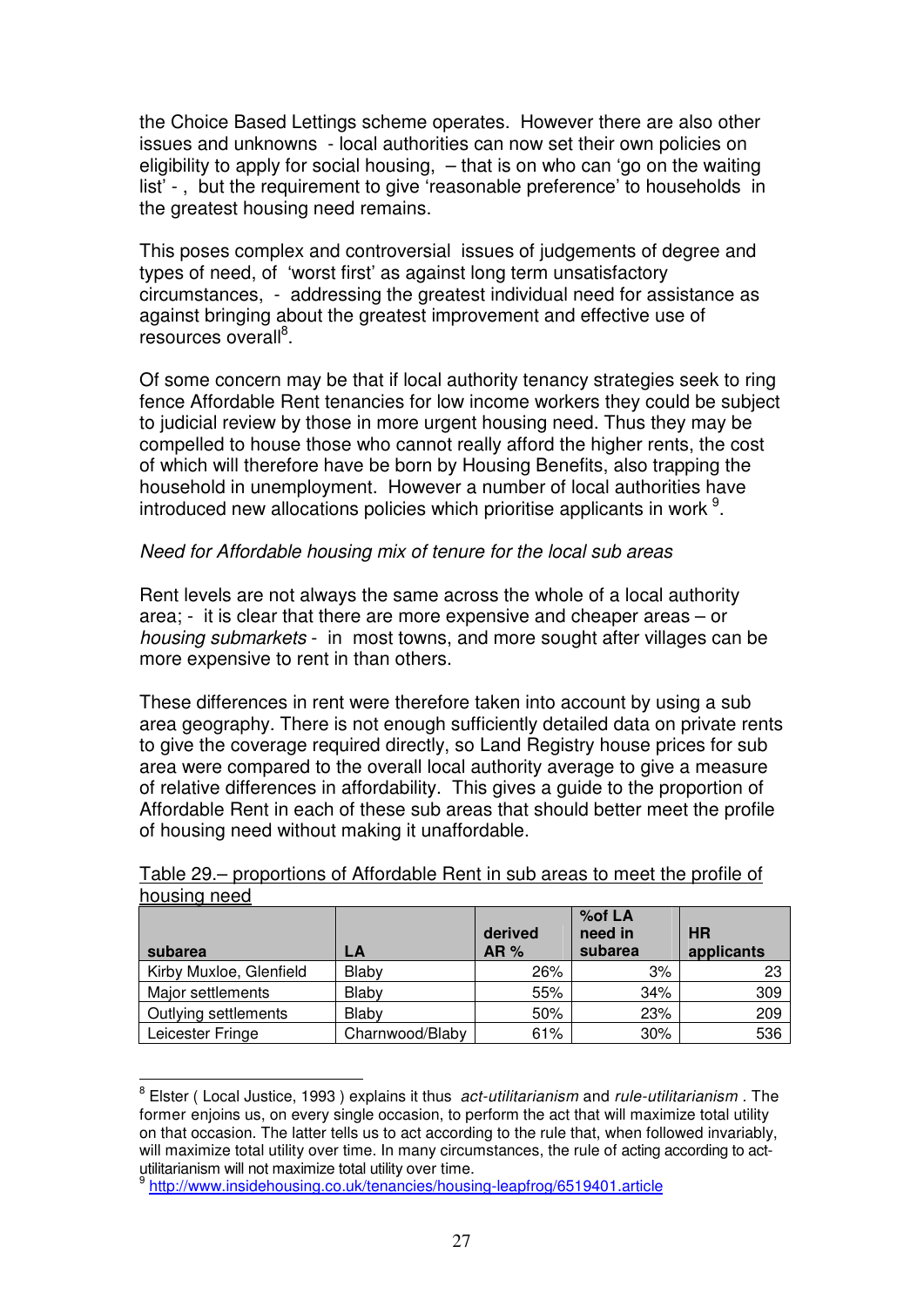the Choice Based Lettings scheme operates. However there are also other issues and unknowns - local authorities can now set their own policies on eligibility to apply for social housing, – that is on who can 'go on the waiting list' - , but the requirement to give 'reasonable preference' to households in the greatest housing need remains.

This poses complex and controversial issues of judgements of degree and types of need, of 'worst first' as against long term unsatisfactory circumstances, - addressing the greatest individual need for assistance as against bringing about the greatest improvement and effective use of resources overall[8].

Of some concern may be that if local authority tenancy strategies seek to ring fence Affordable Rent tenancies for low income workers they could be subject to judicial review by those in more urgent housing need. Thus they may be compelled to house those who cannot really afford the higher rents, the cost of which will therefore have be born by Housing Benefits, also trapping the household in unemployment. However a number of local authorities have introduced new allocations policies which prioritise applicants in work [9].

*Need for Affordable housing mix of tenure for the local sub areas*

Rent levels are not always the same across the whole of a local authority area; - it is clear that there are more expensive and cheaper areas – or *housing submarkets* - in most towns, and more sought after villages can be more expensive to rent in than others.

These differences in rent were therefore taken into account by using a sub area geography. There is not enough sufficiently detailed data on private rents to give the coverage required directly, so Land Registry house prices for sub area were compared to the overall local authority average to give a measure of relative differences in affordability. This gives a guide to the proportion of Affordable Rent in each of these sub areas that should better meet the profile of housing need without making it unaffordable.

Table 29.– proportions of Affordable Rent in sub areas to meet the profile of housing need

| subarea | LA | derived AR % | %of LA need in subarea | HR applicants |
|---|---|---|---|---|
| Kirby Muxloe, Glenfield | Blaby | 26% | 3% | 23 |
| Major settlements | Blaby | 55% | 34% | 309 |
| Outlying settlements | Blaby | 50% | 23% | 209 |
| Leicester Fringe | Charnwood/Blaby | 61% | 30% | 536 |

[8] Elster ( Local Justice, 1993 ) explains it thus *act-utilitarianism* and *rule-utilitarianism* . The former enjoins us, on every single occasion, to perform the act that will maximize total utility on that occasion. The latter tells us to act according to the rule that, when followed invariably, will maximize total utility over time. In many circumstances, the rule of acting according to act-utilitarianism will not maximize total utility over time.

[9] http://www.insidehousing.co.uk/tenancies/housing-leapfrog/6519401.article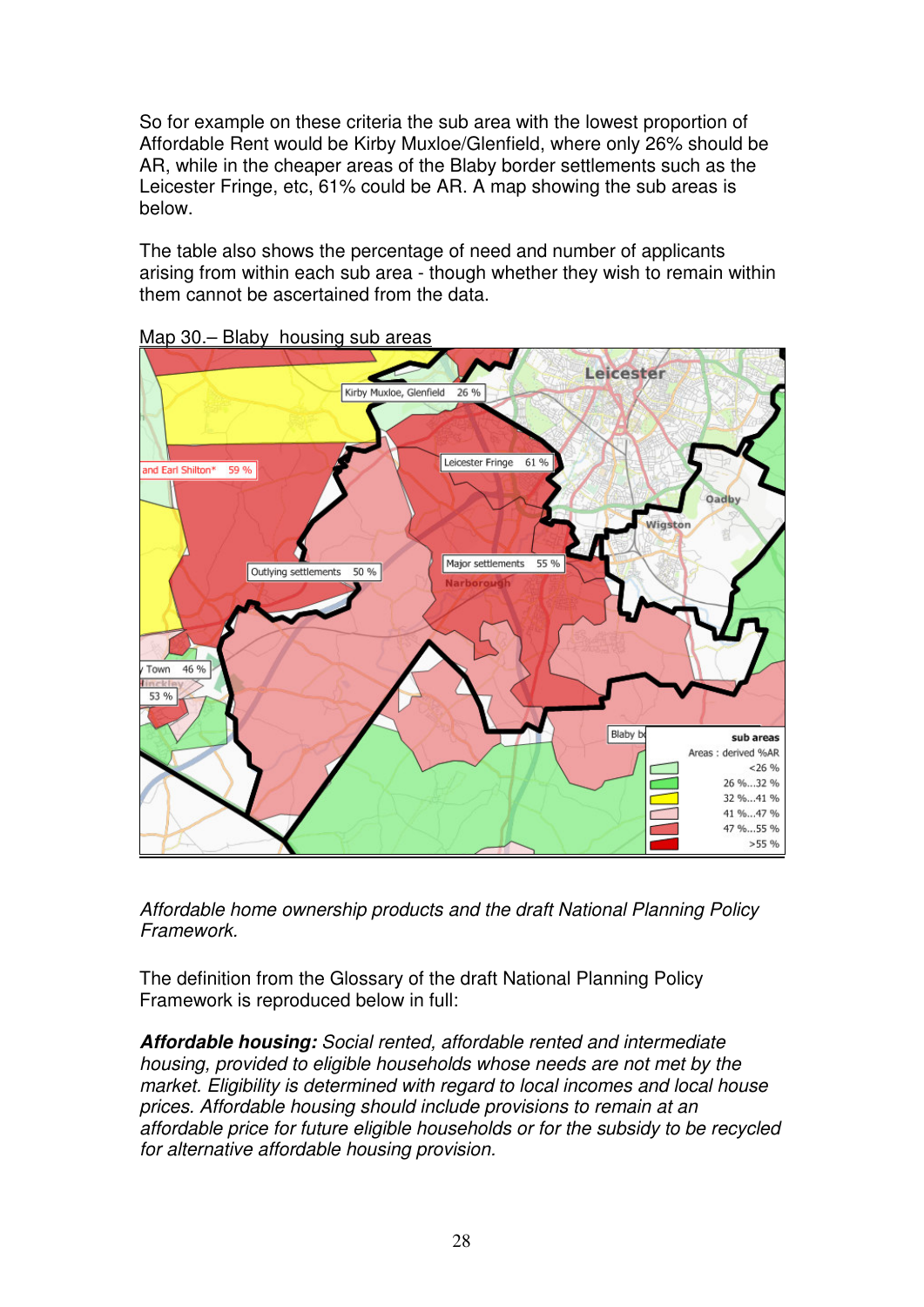So for example on these criteria the sub area with the lowest proportion of Affordable Rent would be Kirby Muxloe/Glenfield, where only 26% should be AR, while in the cheaper areas of the Blaby border settlements such as the Leicester Fringe, etc, 61% could be AR. A map showing the sub areas is below.

The table also shows the percentage of need and number of applicants arising from within each sub area - though whether they wish to remain within them cannot be ascertained from the data.

Map 30.– Blaby housing sub areas

*Affordable home ownership products and the draft National Planning Policy Framework.*

The definition from the Glossary of the draft National Planning Policy Framework is reproduced below in full:

***Affordable housing:*** *Social rented, affordable rented and intermediate housing, provided to eligible households whose needs are not met by the market. Eligibility is determined with regard to local incomes and local house prices. Affordable housing should include provisions to remain at an affordable price for future eligible households or for the subsidy to be recycled for alternative affordable housing provision.*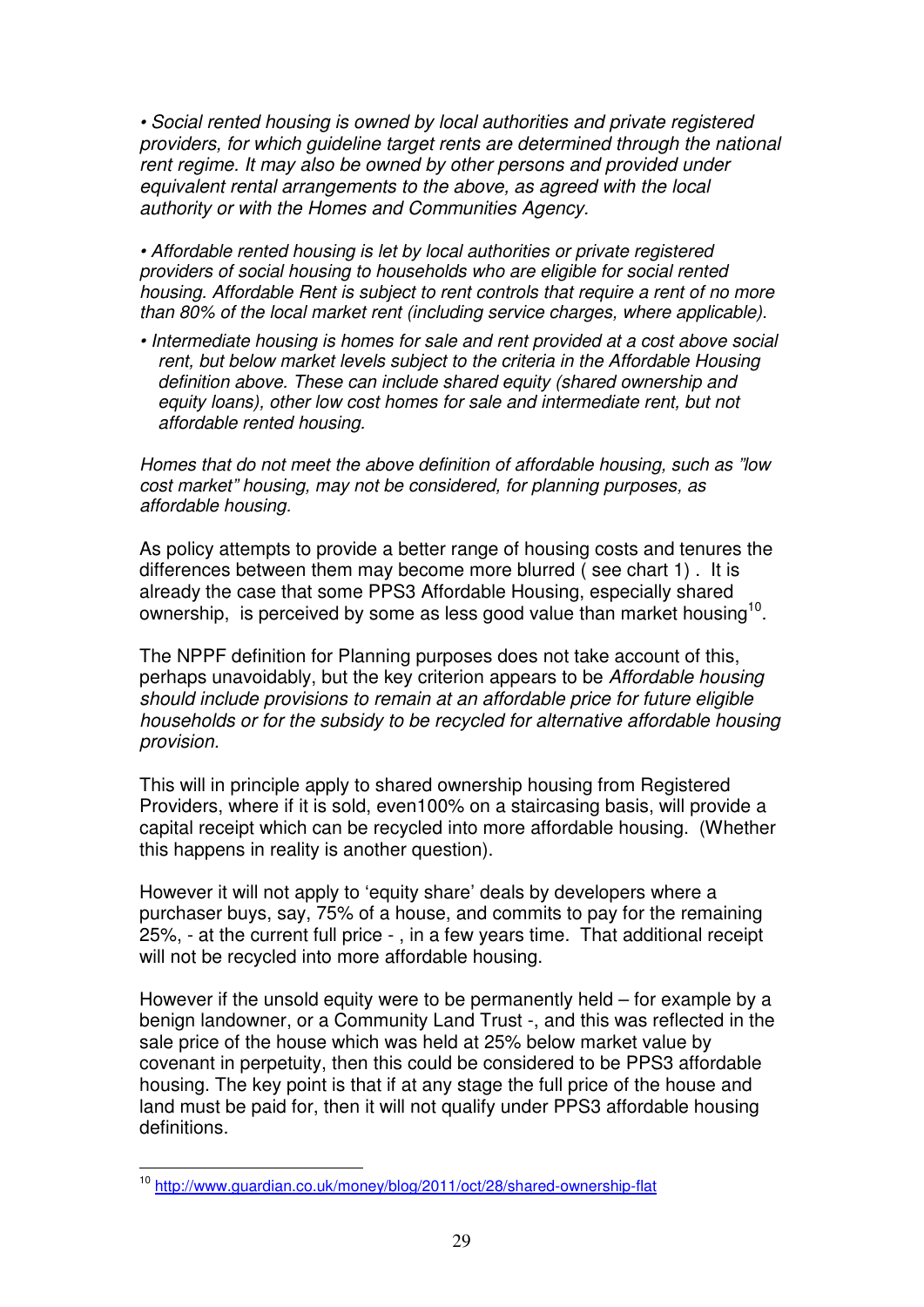*• Social rented housing is owned by local authorities and private registered providers, for which guideline target rents are determined through the national rent regime. It may also be owned by other persons and provided under equivalent rental arrangements to the above, as agreed with the local authority or with the Homes and Communities Agency.*

*• Affordable rented housing is let by local authorities or private registered providers of social housing to households who are eligible for social rented housing. Affordable Rent is subject to rent controls that require a rent of no more than 80% of the local market rent (including service charges, where applicable).*

*• Intermediate housing is homes for sale and rent provided at a cost above social rent, but below market levels subject to the criteria in the Affordable Housing definition above. These can include shared equity (shared ownership and equity loans), other low cost homes for sale and intermediate rent, but not affordable rented housing.*

*Homes that do not meet the above definition of affordable housing, such as "low cost market" housing, may not be considered, for planning purposes, as affordable housing.*

As policy attempts to provide a better range of housing costs and tenures the differences between them may become more blurred ( see chart 1) . It is already the case that some PPS3 Affordable Housing, especially shared ownership, is perceived by some as less good value than market housing[10].

The NPPF definition for Planning purposes does not take account of this, perhaps unavoidably, but the key criterion appears to be *Affordable housing should include provisions to remain at an affordable price for future eligible households or for the subsidy to be recycled for alternative affordable housing provision.*

This will in principle apply to shared ownership housing from Registered Providers, where if it is sold, even100% on a staircasing basis, will provide a capital receipt which can be recycled into more affordable housing. (Whether this happens in reality is another question).

However it will not apply to 'equity share' deals by developers where a purchaser buys, say, 75% of a house, and commits to pay for the remaining 25%, - at the current full price - , in a few years time. That additional receipt will not be recycled into more affordable housing.

However if the unsold equity were to be permanently held – for example by a benign landowner, or a Community Land Trust -, and this was reflected in the sale price of the house which was held at 25% below market value by covenant in perpetuity, then this could be considered to be PPS3 affordable housing. The key point is that if at any stage the full price of the house and land must be paid for, then it will not qualify under PPS3 affordable housing definitions.

---

[10] http://www.guardian.co.uk/money/blog/2011/oct/28/shared-ownership-flat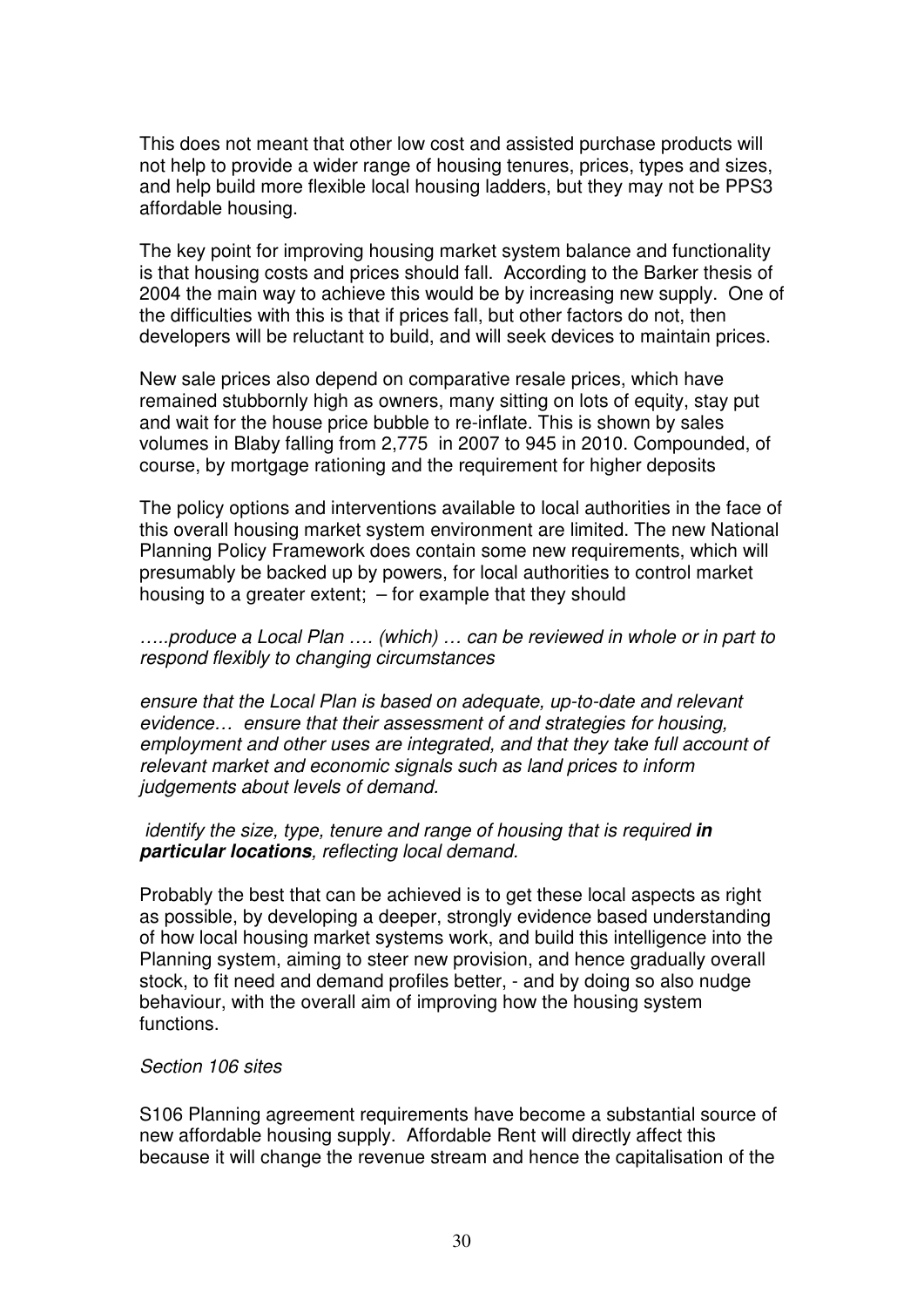This does not meant that other low cost and assisted purchase products will not help to provide a wider range of housing tenures, prices, types and sizes, and help build more flexible local housing ladders, but they may not be PPS3 affordable housing.

The key point for improving housing market system balance and functionality is that housing costs and prices should fall. According to the Barker thesis of 2004 the main way to achieve this would be by increasing new supply. One of the difficulties with this is that if prices fall, but other factors do not, then developers will be reluctant to build, and will seek devices to maintain prices.

New sale prices also depend on comparative resale prices, which have remained stubbornly high as owners, many sitting on lots of equity, stay put and wait for the house price bubble to re-inflate. This is shown by sales volumes in Blaby falling from 2,775 in 2007 to 945 in 2010. Compounded, of course, by mortgage rationing and the requirement for higher deposits

The policy options and interventions available to local authorities in the face of this overall housing market system environment are limited. The new National Planning Policy Framework does contain some new requirements, which will presumably be backed up by powers, for local authorities to control market housing to a greater extent; – for example that they should

*…..produce a Local Plan …. (which) … can be reviewed in whole or in part to respond flexibly to changing circumstances*

*ensure that the Local Plan is based on adequate, up-to-date and relevant evidence… ensure that their assessment of and strategies for housing, employment and other uses are integrated, and that they take full account of relevant market and economic signals such as land prices to inform judgements about levels of demand.*

*identify the size, type, tenure and range of housing that is required* ***in particular locations****, reflecting local demand.*

Probably the best that can be achieved is to get these local aspects as right as possible, by developing a deeper, strongly evidence based understanding of how local housing market systems work, and build this intelligence into the Planning system, aiming to steer new provision, and hence gradually overall stock, to fit need and demand profiles better, - and by doing so also nudge behaviour, with the overall aim of improving how the housing system functions.

*Section 106 sites*

S106 Planning agreement requirements have become a substantial source of new affordable housing supply. Affordable Rent will directly affect this because it will change the revenue stream and hence the capitalisation of the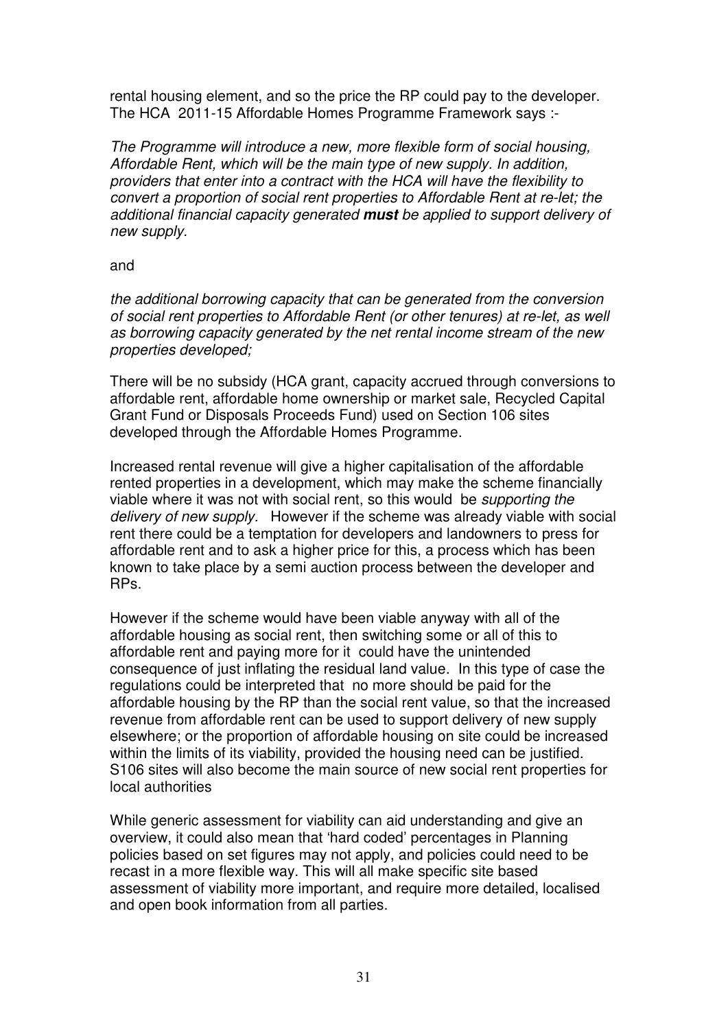rental housing element, and so the price the RP could pay to the developer. The HCA 2011-15 Affordable Homes Programme Framework says :-

*The Programme will introduce a new, more flexible form of social housing, Affordable Rent, which will be the main type of new supply. In addition, providers that enter into a contract with the HCA will have the flexibility to convert a proportion of social rent properties to Affordable Rent at re-let; the additional financial capacity generated* ***must*** *be applied to support delivery of new supply.*

and

*the additional borrowing capacity that can be generated from the conversion of social rent properties to Affordable Rent (or other tenures) at re-let, as well as borrowing capacity generated by the net rental income stream of the new properties developed;*

There will be no subsidy (HCA grant, capacity accrued through conversions to affordable rent, affordable home ownership or market sale, Recycled Capital Grant Fund or Disposals Proceeds Fund) used on Section 106 sites developed through the Affordable Homes Programme.

Increased rental revenue will give a higher capitalisation of the affordable rented properties in a development, which may make the scheme financially viable where it was not with social rent, so this would be *supporting the delivery of new supply.* However if the scheme was already viable with social rent there could be a temptation for developers and landowners to press for affordable rent and to ask a higher price for this, a process which has been known to take place by a semi auction process between the developer and RPs.

However if the scheme would have been viable anyway with all of the affordable housing as social rent, then switching some or all of this to affordable rent and paying more for it could have the unintended consequence of just inflating the residual land value. In this type of case the regulations could be interpreted that no more should be paid for the affordable housing by the RP than the social rent value, so that the increased revenue from affordable rent can be used to support delivery of new supply elsewhere; or the proportion of affordable housing on site could be increased within the limits of its viability, provided the housing need can be justified. S106 sites will also become the main source of new social rent properties for local authorities

While generic assessment for viability can aid understanding and give an overview, it could also mean that 'hard coded' percentages in Planning policies based on set figures may not apply, and policies could need to be recast in a more flexible way. This will all make specific site based assessment of viability more important, and require more detailed, localised and open book information from all parties.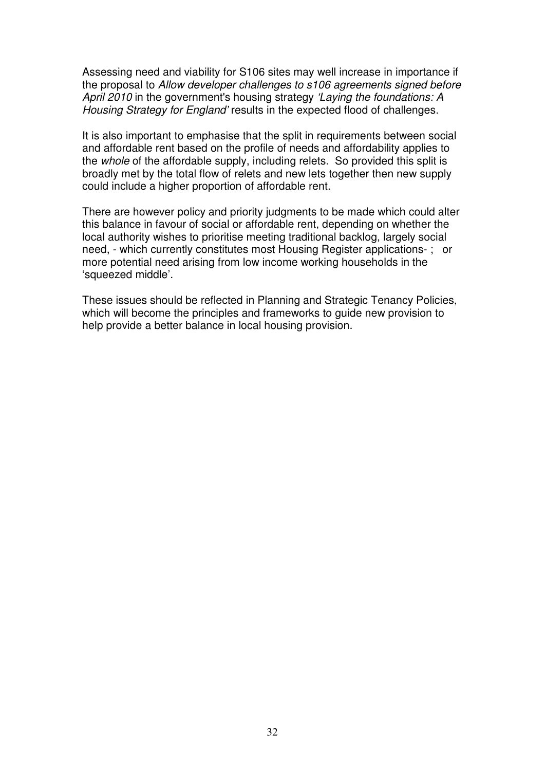Assessing need and viability for S106 sites may well increase in importance if the proposal to *Allow developer challenges to s106 agreements signed before April 2010* in the government's housing strategy *'Laying the foundations: A Housing Strategy for England'* results in the expected flood of challenges.

It is also important to emphasise that the split in requirements between social and affordable rent based on the profile of needs and affordability applies to the *whole* of the affordable supply, including relets. So provided this split is broadly met by the total flow of relets and new lets together then new supply could include a higher proportion of affordable rent.

There are however policy and priority judgments to be made which could alter this balance in favour of social or affordable rent, depending on whether the local authority wishes to prioritise meeting traditional backlog, largely social need, - which currently constitutes most Housing Register applications- ; or more potential need arising from low income working households in the 'squeezed middle'.

These issues should be reflected in Planning and Strategic Tenancy Policies, which will become the principles and frameworks to guide new provision to help provide a better balance in local housing provision.